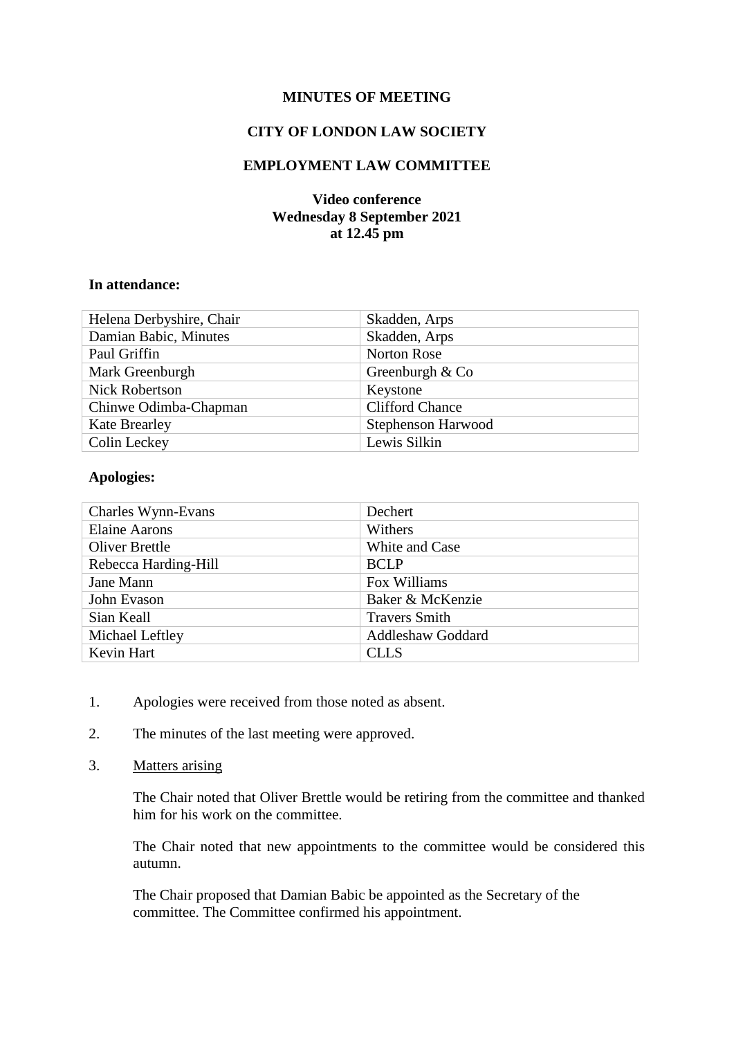# MINUTES OF MEETING

## CITY OF LONDON LAW SOCIETY

## EMPLOYMENT LAW COMMITTEE

**Video conference**
**Wednesday 8 September 2021**
**at 12.45 pm**

**In attendance:**

| | |
|---|---|
| Helena Derbyshire, Chair | Skadden, Arps |
| Damian Babic, Minutes | Skadden, Arps |
| Paul Griffin | Norton Rose |
| Mark Greenburgh | Greenburgh & Co |
| Nick Robertson | Keystone |
| Chinwe Odimba-Chapman | Clifford Chance |
| Kate Brearley | Stephenson Harwood |
| Colin Leckey | Lewis Silkin |

**Apologies:**

| | |
|---|---|
| Charles Wynn-Evans | Dechert |
| Elaine Aarons | Withers |
| Oliver Brettle | White and Case |
| Rebecca Harding-Hill | BCLP |
| Jane Mann | Fox Williams |
| John Evason | Baker & McKenzie |
| Sian Keall | Travers Smith |
| Michael Leftley | Addleshaw Goddard |
| Kevin Hart | CLLS |

1. Apologies were received from those noted as absent.

2. The minutes of the last meeting were approved.

3. Matters arising

   The Chair noted that Oliver Brettle would be retiring from the committee and thanked him for his work on the committee.

   The Chair noted that new appointments to the committee would be considered this autumn.

   The Chair proposed that Damian Babic be appointed as the Secretary of the committee. The Committee confirmed his appointment.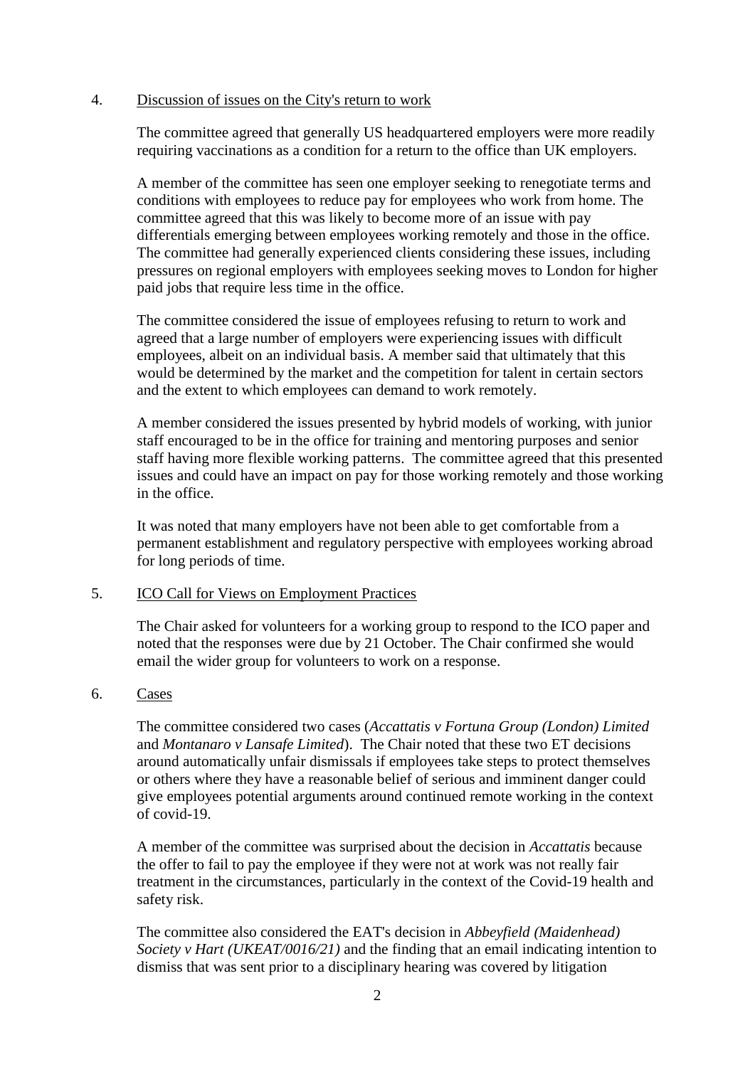4. Discussion of issues on the City's return to work

The committee agreed that generally US headquartered employers were more readily requiring vaccinations as a condition for a return to the office than UK employers.

A member of the committee has seen one employer seeking to renegotiate terms and conditions with employees to reduce pay for employees who work from home. The committee agreed that this was likely to become more of an issue with pay differentials emerging between employees working remotely and those in the office. The committee had generally experienced clients considering these issues, including pressures on regional employers with employees seeking moves to London for higher paid jobs that require less time in the office.

The committee considered the issue of employees refusing to return to work and agreed that a large number of employers were experiencing issues with difficult employees, albeit on an individual basis. A member said that ultimately that this would be determined by the market and the competition for talent in certain sectors and the extent to which employees can demand to work remotely.

A member considered the issues presented by hybrid models of working, with junior staff encouraged to be in the office for training and mentoring purposes and senior staff having more flexible working patterns. The committee agreed that this presented issues and could have an impact on pay for those working remotely and those working in the office.

It was noted that many employers have not been able to get comfortable from a permanent establishment and regulatory perspective with employees working abroad for long periods of time.

5. ICO Call for Views on Employment Practices

The Chair asked for volunteers for a working group to respond to the ICO paper and noted that the responses were due by 21 October. The Chair confirmed she would email the wider group for volunteers to work on a response.

6. Cases

The committee considered two cases (*Accattatis v Fortuna Group (London) Limited* and *Montanaro v Lansafe Limited*). The Chair noted that these two ET decisions around automatically unfair dismissals if employees take steps to protect themselves or others where they have a reasonable belief of serious and imminent danger could give employees potential arguments around continued remote working in the context of covid-19.

A member of the committee was surprised about the decision in *Accattatis* because the offer to fail to pay the employee if they were not at work was not really fair treatment in the circumstances, particularly in the context of the Covid-19 health and safety risk.

The committee also considered the EAT's decision in *Abbeyfield (Maidenhead) Society v Hart (UKEAT/0016/21)* and the finding that an email indicating intention to dismiss that was sent prior to a disciplinary hearing was covered by litigation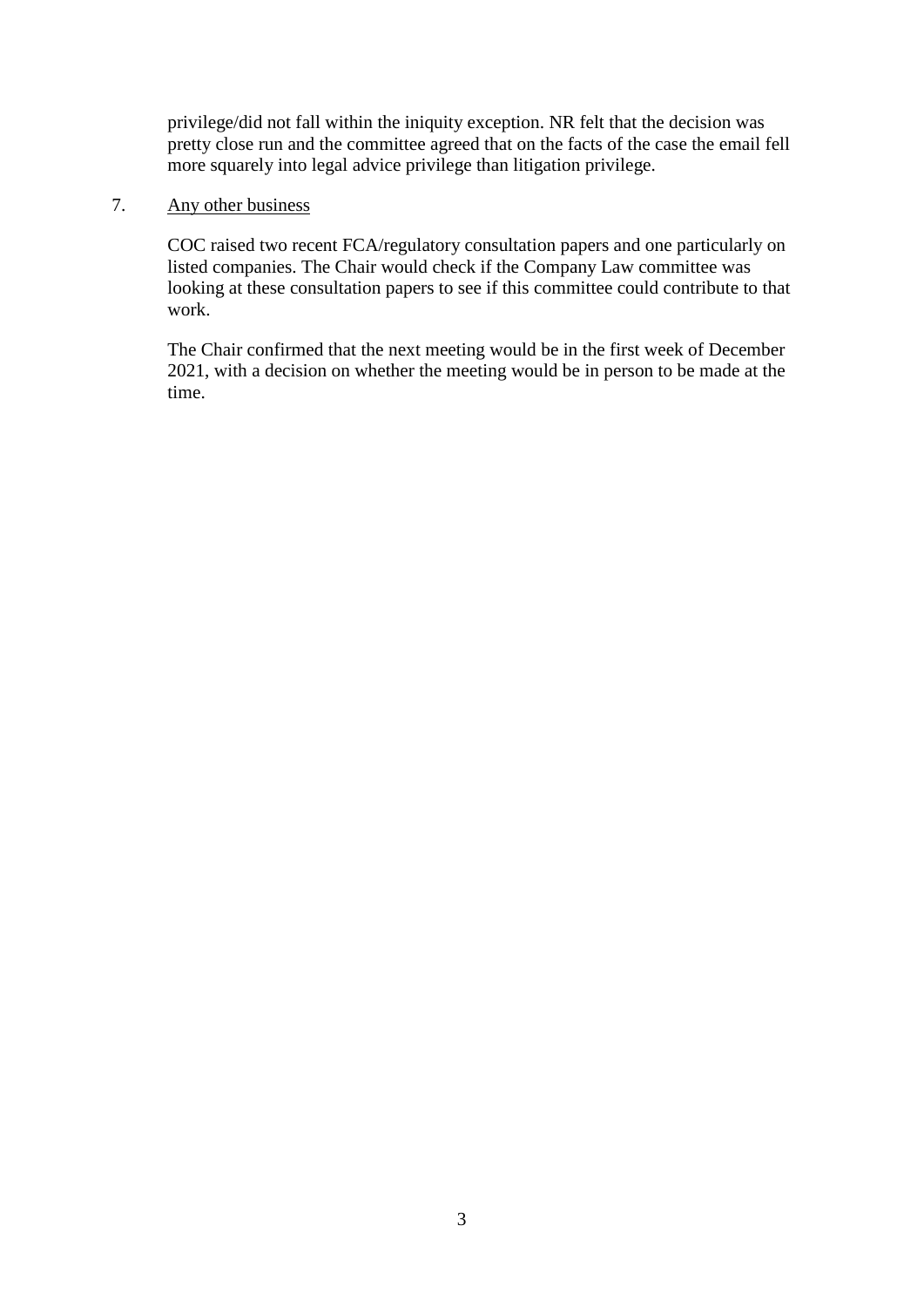privilege/did not fall within the iniquity exception. NR felt that the decision was pretty close run and the committee agreed that on the facts of the case the email fell more squarely into legal advice privilege than litigation privilege.

7. <u>Any other business</u>

COC raised two recent FCA/regulatory consultation papers and one particularly on listed companies. The Chair would check if the Company Law committee was looking at these consultation papers to see if this committee could contribute to that work.

The Chair confirmed that the next meeting would be in the first week of December 2021, with a decision on whether the meeting would be in person to be made at the time.